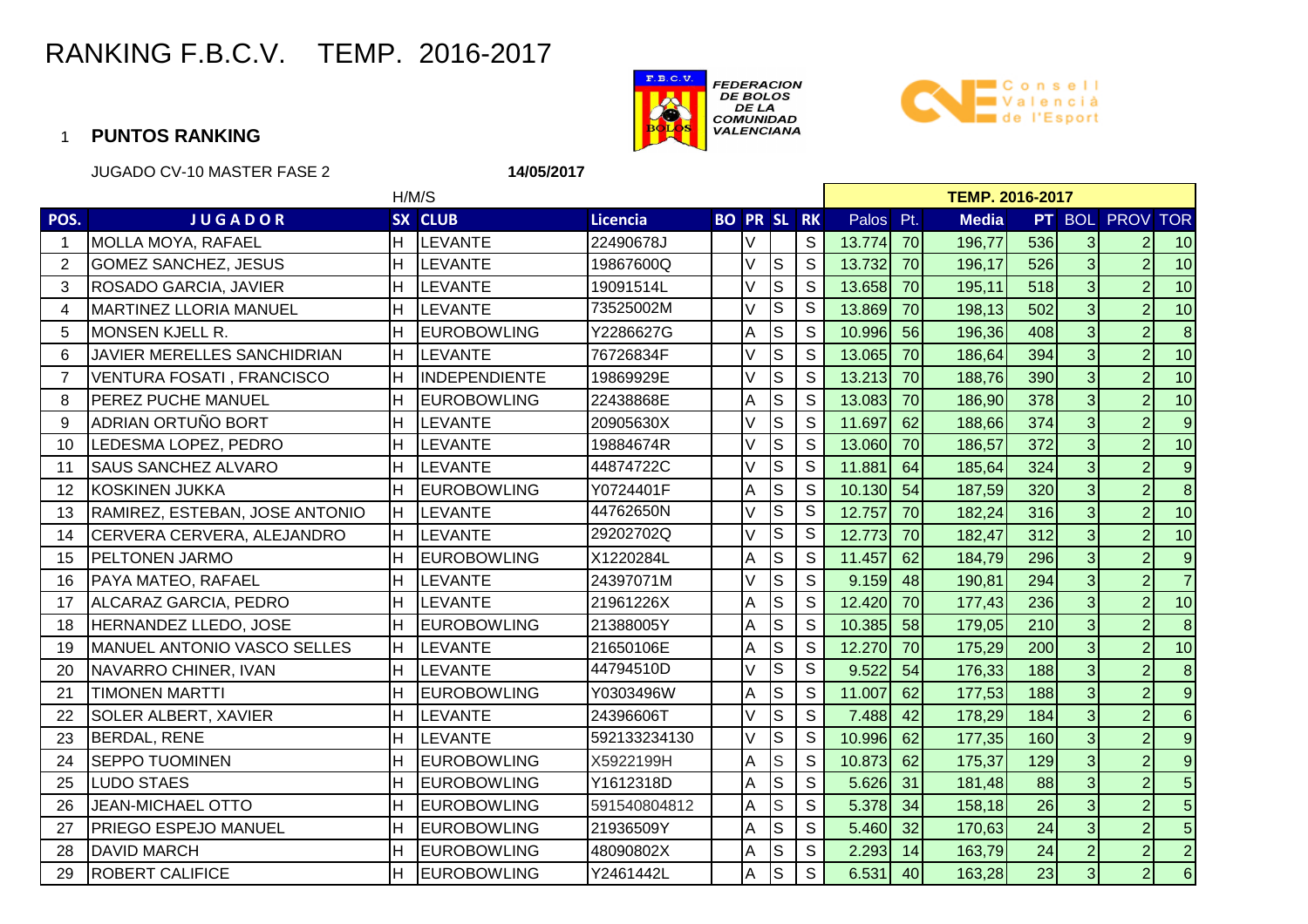# RANKING F.B.C.V. TEMP. 2016-2017

FEDERACION DE BOLOS DE LA COMUNIDAD VALENCIANA

Consell Valencià de l'Esport

## 1 PUNTOS RANKING

JUGADO CV-10 MASTER FASE 2 **14/05/2017**

| | | H/M/S | | | | | | | TEMP. 2016-2017 | | | | | | |
|---|---|---|---|---|---|---|---|---|---|---|---|---|---|---|---|
| POS. | JUGADOR | SX | CLUB | Licencia | BO | PR | SL | RK | Palos | Pt. | Media | PT | BOL | PROV | TOR |
| 1 | MOLLA MOYA, RAFAEL | H | LEVANTE | 22490678J | | V | | S | 13.774 | 70 | 196,77 | 536 | 3 | 2 | 10 |
| 2 | GOMEZ SANCHEZ, JESUS | H | LEVANTE | 19867600Q | | V | S | S | 13.732 | 70 | 196,17 | 526 | 3 | 2 | 10 |
| 3 | ROSADO GARCIA, JAVIER | H | LEVANTE | 19091514L | | V | S | S | 13.658 | 70 | 195,11 | 518 | 3 | 2 | 10 |
| 4 | MARTINEZ LLORIA MANUEL | H | LEVANTE | 73525002M | | V | S | S | 13.869 | 70 | 198,13 | 502 | 3 | 2 | 10 |
| 5 | MONSEN KJELL R. | H | EUROBOWLING | Y2286627G | | A | S | S | 10.996 | 56 | 196,36 | 408 | 3 | 2 | 8 |
| 6 | JAVIER MERELLES SANCHIDRIAN | H | LEVANTE | 76726834F | | V | S | S | 13.065 | 70 | 186,64 | 394 | 3 | 2 | 10 |
| 7 | VENTURA FOSATI , FRANCISCO | H | INDEPENDIENTE | 19869929E | | V | S | S | 13.213 | 70 | 188,76 | 390 | 3 | 2 | 10 |
| 8 | PEREZ PUCHE MANUEL | H | EUROBOWLING | 22438868E | | A | S | S | 13.083 | 70 | 186,90 | 378 | 3 | 2 | 10 |
| 9 | ADRIAN ORTUÑO BORT | H | LEVANTE | 20905630X | | V | S | S | 11.697 | 62 | 188,66 | 374 | 3 | 2 | 9 |
| 10 | LEDESMA LOPEZ, PEDRO | H | LEVANTE | 19884674R | | V | S | S | 13.060 | 70 | 186,57 | 372 | 3 | 2 | 10 |
| 11 | SAUS SANCHEZ ALVARO | H | LEVANTE | 44874722C | | V | S | S | 11.881 | 64 | 185,64 | 324 | 3 | 2 | 9 |
| 12 | KOSKINEN JUKKA | H | EUROBOWLING | Y0724401F | | A | S | S | 10.130 | 54 | 187,59 | 320 | 3 | 2 | 8 |
| 13 | RAMIREZ, ESTEBAN, JOSE ANTONIO | H | LEVANTE | 44762650N | | V | S | S | 12.757 | 70 | 182,24 | 316 | 3 | 2 | 10 |
| 14 | CERVERA CERVERA, ALEJANDRO | H | LEVANTE | 29202702Q | | V | S | S | 12.773 | 70 | 182,47 | 312 | 3 | 2 | 10 |
| 15 | PELTONEN JARMO | H | EUROBOWLING | X1220284L | | A | S | S | 11.457 | 62 | 184,79 | 296 | 3 | 2 | 9 |
| 16 | PAYA MATEO, RAFAEL | H | LEVANTE | 24397071M | | V | S | S | 9.159 | 48 | 190,81 | 294 | 3 | 2 | 7 |
| 17 | ALCARAZ GARCIA, PEDRO | H | LEVANTE | 21961226X | | A | S | S | 12.420 | 70 | 177,43 | 236 | 3 | 2 | 10 |
| 18 | HERNANDEZ LLEDO, JOSE | H | EUROBOWLING | 21388005Y | | A | S | S | 10.385 | 58 | 179,05 | 210 | 3 | 2 | 8 |
| 19 | MANUEL ANTONIO VASCO SELLES | H | LEVANTE | 21650106E | | A | S | S | 12.270 | 70 | 175,29 | 200 | 3 | 2 | 10 |
| 20 | NAVARRO CHINER, IVAN | H | LEVANTE | 44794510D | | V | S | S | 9.522 | 54 | 176,33 | 188 | 3 | 2 | 8 |
| 21 | TIMONEN MARTTI | H | EUROBOWLING | Y0303496W | | A | S | S | 11.007 | 62 | 177,53 | 188 | 3 | 2 | 9 |
| 22 | SOLER ALBERT, XAVIER | H | LEVANTE | 24396606T | | V | S | S | 7.488 | 42 | 178,29 | 184 | 3 | 2 | 6 |
| 23 | BERDAL, RENE | H | LEVANTE | 592133234130 | | V | S | S | 10.996 | 62 | 177,35 | 160 | 3 | 2 | 9 |
| 24 | SEPPO TUOMINEN | H | EUROBOWLING | X5922199H | | A | S | S | 10.873 | 62 | 175,37 | 129 | 3 | 2 | 9 |
| 25 | LUDO STAES | H | EUROBOWLING | Y1612318D | | A | S | S | 5.626 | 31 | 181,48 | 88 | 3 | 2 | 5 |
| 26 | JEAN-MICHAEL OTTO | H | EUROBOWLING | 591540804812 | | A | S | S | 5.378 | 34 | 158,18 | 26 | 3 | 2 | 5 |
| 27 | PRIEGO ESPEJO MANUEL | H | EUROBOWLING | 21936509Y | | A | S | S | 5.460 | 32 | 170,63 | 24 | 3 | 2 | 5 |
| 28 | DAVID MARCH | H | EUROBOWLING | 48090802X | | A | S | S | 2.293 | 14 | 163,79 | 24 | 2 | 2 | 2 |
| 29 | ROBERT CALIFICE | H | EUROBOWLING | Y2461442L | | A | S | S | 6.531 | 40 | 163,28 | 23 | 3 | 2 | 6 |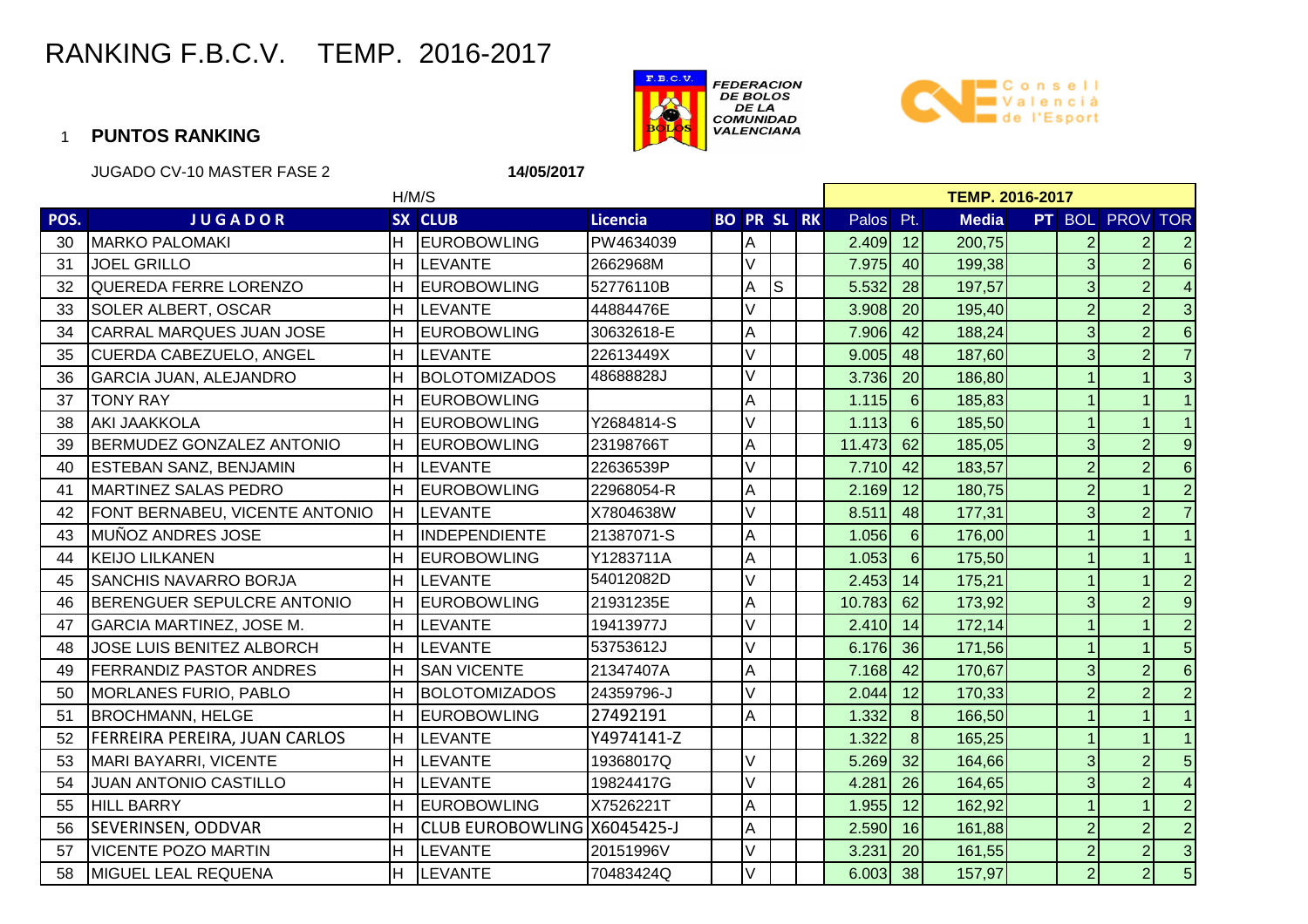# RANKING F.B.C.V. TEMP. 2016-2017

FEDERACION DE BOLOS DE LA COMUNIDAD VALENCIANA

Consell Valencià de l'Esport

1 **PUNTOS RANKING**

JUGADO CV-10 MASTER FASE 2 **14/05/2017**

| | | H/M/S | | | | | | | **TEMP. 2016-2017** | | | | | | |
|---|---|---|---|---|---|---|---|---|---|---|---|---|---|---|---|
| **POS.** | **JUGADOR** | **SX** | **CLUB** | **Licencia** | **BO** | **PR** | **SL** | **RK** | Palos | Pt. | **Media** | **PT** | BOL | PROV | TOR |
| 30 | MARKO PALOMAKI | H | EUROBOWLING | PW4634039 | | A | | | 2.409 | 12 | 200,75 | | 2 | 2 | 2 |
| 31 | JOEL GRILLO | H | LEVANTE | 2662968M | | V | | | 7.975 | 40 | 199,38 | | 3 | 2 | 6 |
| 32 | QUEREDA FERRE LORENZO | H | EUROBOWLING | 52776110B | | A | S | | 5.532 | 28 | 197,57 | | 3 | 2 | 4 |
| 33 | SOLER ALBERT, OSCAR | H | LEVANTE | 44884476E | | V | | | 3.908 | 20 | 195,40 | | 2 | 2 | 3 |
| 34 | CARRAL MARQUES JUAN JOSE | H | EUROBOWLING | 30632618-E | | A | | | 7.906 | 42 | 188,24 | | 3 | 2 | 6 |
| 35 | CUERDA CABEZUELO, ANGEL | H | LEVANTE | 22613449X | | V | | | 9.005 | 48 | 187,60 | | 3 | 2 | 7 |
| 36 | GARCIA JUAN, ALEJANDRO | H | BOLOTOMIZADOS | 48688828J | | V | | | 3.736 | 20 | 186,80 | | 1 | 1 | 3 |
| 37 | TONY RAY | H | EUROBOWLING | | | A | | | 1.115 | 6 | 185,83 | | 1 | 1 | 1 |
| 38 | AKI JAAKKOLA | H | EUROBOWLING | Y2684814-S | | V | | | 1.113 | 6 | 185,50 | | 1 | 1 | 1 |
| 39 | BERMUDEZ GONZALEZ ANTONIO | H | EUROBOWLING | 23198766T | | A | | | 11.473 | 62 | 185,05 | | 3 | 2 | 9 |
| 40 | ESTEBAN SANZ, BENJAMIN | H | LEVANTE | 22636539P | | V | | | 7.710 | 42 | 183,57 | | 2 | 2 | 6 |
| 41 | MARTINEZ SALAS PEDRO | H | EUROBOWLING | 22968054-R | | A | | | 2.169 | 12 | 180,75 | | 2 | 1 | 2 |
| 42 | FONT BERNABEU, VICENTE ANTONIO | H | LEVANTE | X7804638W | | V | | | 8.511 | 48 | 177,31 | | 3 | 2 | 7 |
| 43 | MUÑOZ ANDRES JOSE | H | INDEPENDIENTE | 21387071-S | | A | | | 1.056 | 6 | 176,00 | | 1 | 1 | 1 |
| 44 | KEIJO LILKANEN | H | EUROBOWLING | Y1283711A | | A | | | 1.053 | 6 | 175,50 | | 1 | 1 | 1 |
| 45 | SANCHIS NAVARRO BORJA | H | LEVANTE | 54012082D | | V | | | 2.453 | 14 | 175,21 | | 1 | 1 | 2 |
| 46 | BERENGUER SEPULCRE ANTONIO | H | EUROBOWLING | 21931235E | | A | | | 10.783 | 62 | 173,92 | | 3 | 2 | 9 |
| 47 | GARCIA MARTINEZ, JOSE M. | H | LEVANTE | 19413977J | | V | | | 2.410 | 14 | 172,14 | | 1 | 1 | 2 |
| 48 | JOSE LUIS BENITEZ ALBORCH | H | LEVANTE | 53753612J | | V | | | 6.176 | 36 | 171,56 | | 1 | 1 | 5 |
| 49 | FERRANDIZ PASTOR ANDRES | H | SAN VICENTE | 21347407A | | A | | | 7.168 | 42 | 170,67 | | 3 | 2 | 6 |
| 50 | MORLANES FURIO, PABLO | H | BOLOTOMIZADOS | 24359796-J | | V | | | 2.044 | 12 | 170,33 | | 2 | 2 | 2 |
| 51 | BROCHMANN, HELGE | H | EUROBOWLING | 27492191 | | A | | | 1.332 | 8 | 166,50 | | 1 | 1 | 1 |
| 52 | FERREIRA PEREIRA, JUAN CARLOS | H | LEVANTE | Y4974141-Z | | | | | 1.322 | 8 | 165,25 | | 1 | 1 | 1 |
| 53 | MARI BAYARRI, VICENTE | H | LEVANTE | 19368017Q | | V | | | 5.269 | 32 | 164,66 | | 3 | 2 | 5 |
| 54 | JUAN ANTONIO CASTILLO | H | LEVANTE | 19824417G | | V | | | 4.281 | 26 | 164,65 | | 3 | 2 | 4 |
| 55 | HILL BARRY | H | EUROBOWLING | X7526221T | | A | | | 1.955 | 12 | 162,92 | | 1 | 1 | 2 |
| 56 | SEVERINSEN, ODDVAR | H | CLUB EUROBOWLING | X6045425-J | | A | | | 2.590 | 16 | 161,88 | | 2 | 2 | 2 |
| 57 | VICENTE POZO MARTIN | H | LEVANTE | 20151996V | | V | | | 3.231 | 20 | 161,55 | | 2 | 2 | 3 |
| 58 | MIGUEL LEAL REQUENA | H | LEVANTE | 70483424Q | | V | | | 6.003 | 38 | 157,97 | | 2 | 2 | 5 |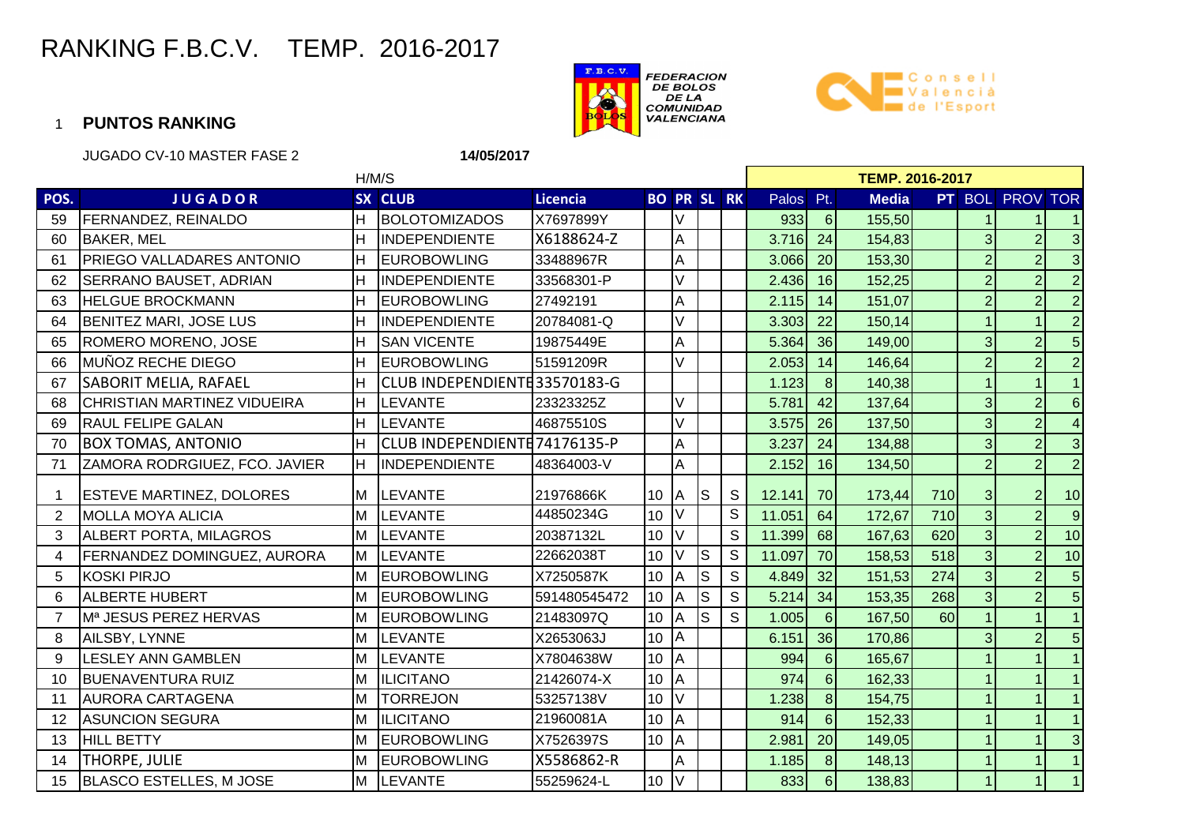# RANKING F.B.C.V. TEMP. 2016-2017

FEDERACION DE BOLOS DE LA COMUNIDAD VALENCIANA

Consell Valencià de l'Esport

1 **PUNTOS RANKING**

JUGADO CV-10 MASTER FASE 2 **14/05/2017**

| | | H/M/S | | | | | | | TEMP. 2016-2017 | | | | | | |
|---|---|---|---|---|---|---|---|---|---|---|---|---|---|---|---|
| POS. | JUGADOR | SX | CLUB | Licencia | BO | PR | SL | RK | Palos | Pt. | Media | PT | BOL | PROV | TOR |
| 59 | FERNANDEZ, REINALDO | H | BOLOTOMIZADOS | X7697899Y | | V | | | 933 | 6 | 155,50 | | 1 | 1 | 1 |
| 60 | BAKER, MEL | H | INDEPENDIENTE | X6188624-Z | | A | | | 3.716 | 24 | 154,83 | | 3 | 2 | 3 |
| 61 | PRIEGO VALLADARES ANTONIO | H | EUROBOWLING | 33488967R | | A | | | 3.066 | 20 | 153,30 | | 2 | 2 | 3 |
| 62 | SERRANO BAUSET, ADRIAN | H | INDEPENDIENTE | 33568301-P | | V | | | 2.436 | 16 | 152,25 | | 2 | 2 | 2 |
| 63 | HELGUE BROCKMANN | H | EUROBOWLING | 27492191 | | A | | | 2.115 | 14 | 151,07 | | 2 | 2 | 2 |
| 64 | BENITEZ MARI, JOSE LUS | H | INDEPENDIENTE | 20784081-Q | | V | | | 3.303 | 22 | 150,14 | | 1 | 1 | 2 |
| 65 | ROMERO MORENO, JOSE | H | SAN VICENTE | 19875449E | | A | | | 5.364 | 36 | 149,00 | | 3 | 2 | 5 |
| 66 | MUÑOZ RECHE DIEGO | H | EUROBOWLING | 51591209R | | V | | | 2.053 | 14 | 146,64 | | 2 | 2 | 2 |
| 67 | SABORIT MELIA, RAFAEL | H | CLUB INDEPENDIENTE | 33570183-G | | | | | 1.123 | 8 | 140,38 | | 1 | 1 | 1 |
| 68 | CHRISTIAN MARTINEZ VIDUEIRA | H | LEVANTE | 23323325Z | | V | | | 5.781 | 42 | 137,64 | | 3 | 2 | 6 |
| 69 | RAUL FELIPE GALAN | H | LEVANTE | 46875510S | | V | | | 3.575 | 26 | 137,50 | | 3 | 2 | 4 |
| 70 | BOX TOMAS, ANTONIO | H | CLUB INDEPENDIENTE | 74176135-P | | A | | | 3.237 | 24 | 134,88 | | 3 | 2 | 3 |
| 71 | ZAMORA RODRGIUEZ, FCO. JAVIER | H | INDEPENDIENTE | 48364003-V | | A | | | 2.152 | 16 | 134,50 | | 2 | 2 | 2 |
| 1 | ESTEVE MARTINEZ, DOLORES | M | LEVANTE | 21976866K | 10 | A | S | S | 12.141 | 70 | 173,44 | 710 | 3 | 2 | 10 |
| 2 | MOLLA MOYA ALICIA | M | LEVANTE | 44850234G | 10 | V | | S | 11.051 | 64 | 172,67 | 710 | 3 | 2 | 9 |
| 3 | ALBERT PORTA, MILAGROS | M | LEVANTE | 20387132L | 10 | V | | S | 11.399 | 68 | 167,63 | 620 | 3 | 2 | 10 |
| 4 | FERNANDEZ DOMINGUEZ, AURORA | M | LEVANTE | 22662038T | 10 | V | S | S | 11.097 | 70 | 158,53 | 518 | 3 | 2 | 10 |
| 5 | KOSKI PIRJO | M | EUROBOWLING | X7250587K | 10 | A | S | S | 4.849 | 32 | 151,53 | 274 | 3 | 2 | 5 |
| 6 | ALBERTE HUBERT | M | EUROBOWLING | 591480545472 | 10 | A | S | S | 5.214 | 34 | 153,35 | 268 | 3 | 2 | 5 |
| 7 | Mª JESUS PEREZ HERVAS | M | EUROBOWLING | 21483097Q | 10 | A | S | S | 1.005 | 6 | 167,50 | 60 | 1 | 1 | 1 |
| 8 | AILSBY, LYNNE | M | LEVANTE | X2653063J | 10 | A | | | 6.151 | 36 | 170,86 | | 3 | 2 | 5 |
| 9 | LESLEY ANN GAMBLEN | M | LEVANTE | X7804638W | 10 | A | | | 994 | 6 | 165,67 | | 1 | 1 | 1 |
| 10 | BUENAVENTURA RUIZ | M | ILICITANO | 21426074-X | 10 | A | | | 974 | 6 | 162,33 | | 1 | 1 | 1 |
| 11 | AURORA CARTAGENA | M | TORREJON | 53257138V | 10 | V | | | 1.238 | 8 | 154,75 | | 1 | 1 | 1 |
| 12 | ASUNCION SEGURA | M | ILICITANO | 21960081A | 10 | A | | | 914 | 6 | 152,33 | | 1 | 1 | 1 |
| 13 | HILL BETTY | M | EUROBOWLING | X7526397S | 10 | A | | | 2.981 | 20 | 149,05 | | 1 | 1 | 3 |
| 14 | THORPE, JULIE | M | EUROBOWLING | X5586862-R | | A | | | 1.185 | 8 | 148,13 | | 1 | 1 | 1 |
| 15 | BLASCO ESTELLES, M JOSE | M | LEVANTE | 55259624-L | 10 | V | | | 833 | 6 | 138,83 | | 1 | 1 | 1 |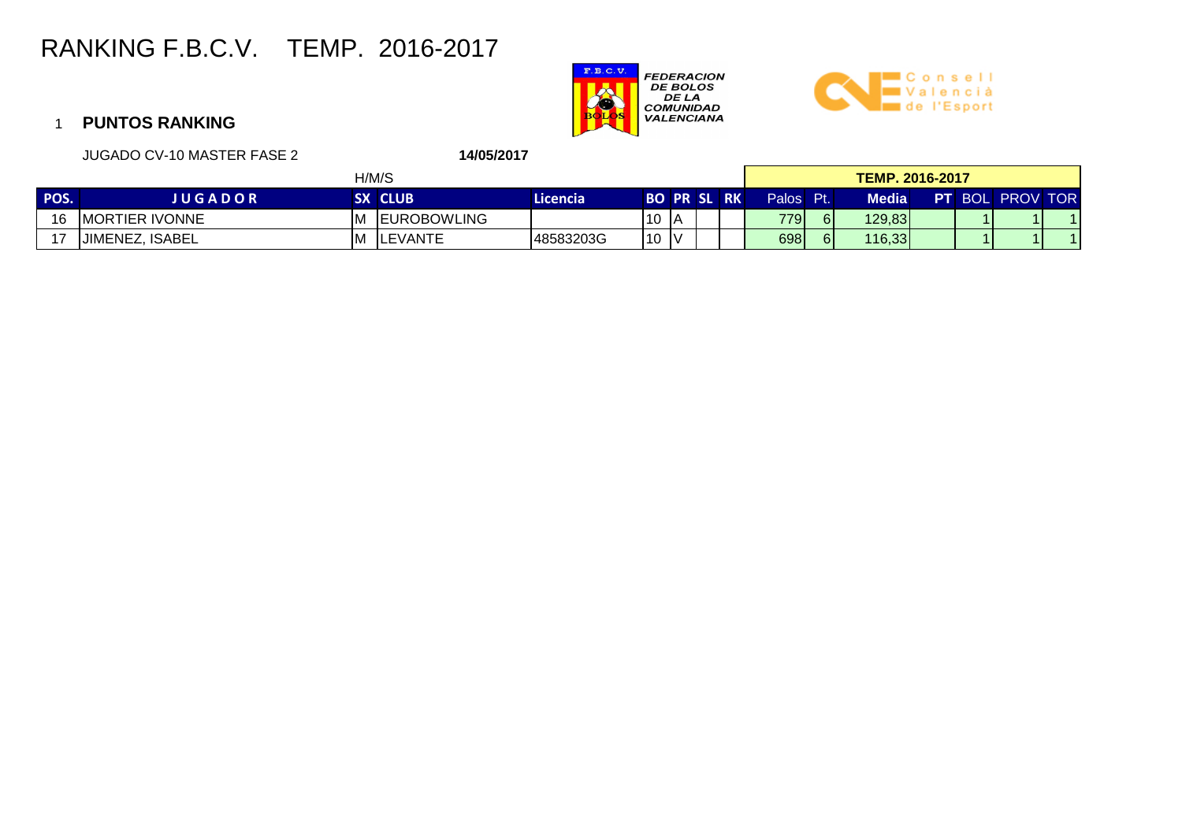# RANKING F.B.C.V. TEMP. 2016-2017

FEDERACION DE BOLOS DE LA COMUNIDAD VALENCIANA

Consell Valencià de l'Esport

1 **PUNTOS RANKING**

JUGADO CV-10 MASTER FASE 2 **14/05/2017**

H/M/S

| | | | | | | | | | **TEMP. 2016-2017** | | | | | | |
|---|---|---|---|---|---|---|---|---|---|---|---|---|---|---|---|
| **POS.** | **JUGADOR** | **SX** | **CLUB** | **Licencia** | **BO** | **PR** | **SL** | **RK** | Palos | Pt. | **Media** | **PT** | BOL | PROV | TOR |
| 16 | MORTIER IVONNE | M | EUROBOWLING | | 10 | A | | | 779 | 6 | 129,83 | | 1 | 1 | 1 |
| 17 | JIMENEZ, ISABEL | M | LEVANTE | 48583203G | 10 | V | | | 698 | 6 | 116,33 | | 1 | 1 | 1 |